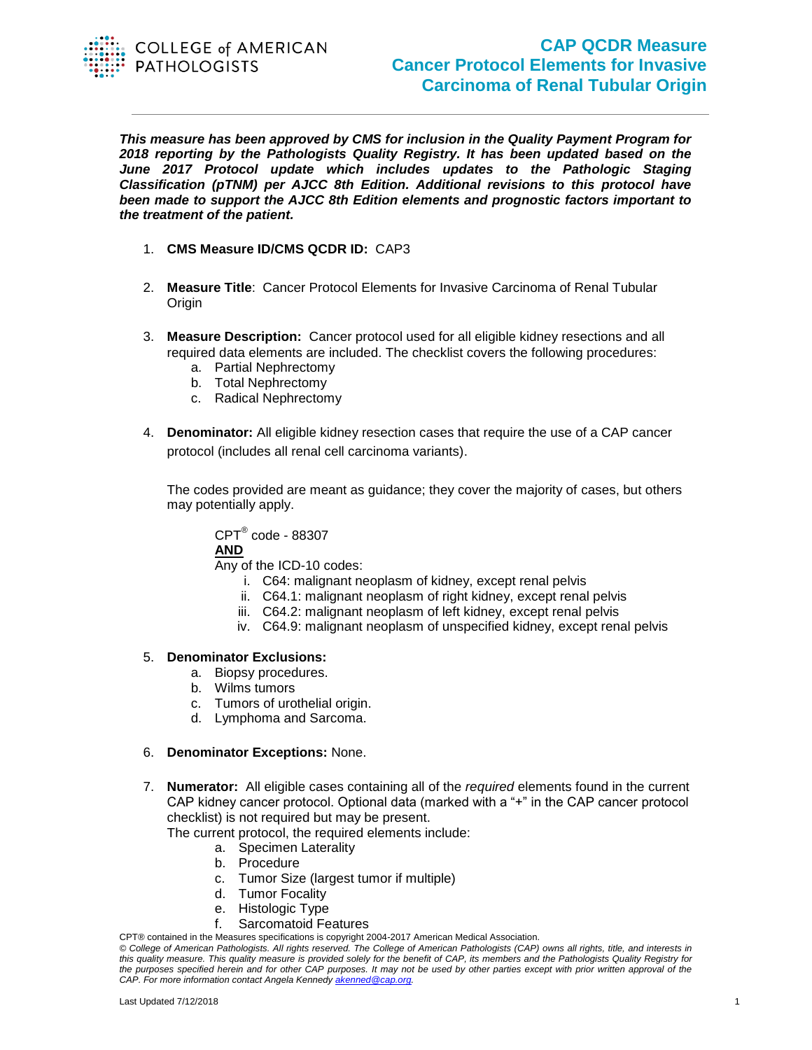COLLEGE of AMERICAN PATHOLOGISTS

# CAP QCDR Measure Cancer Protocol Elements for Invasive Carcinoma of Renal Tubular Origin

***This measure has been approved by CMS for inclusion in the Quality Payment Program for 2018 reporting by the Pathologists Quality Registry. It has been updated based on the June 2017 Protocol update which includes updates to the Pathologic Staging Classification (pTNM) per AJCC 8th Edition. Additional revisions to this protocol have been made to support the AJCC 8th Edition elements and prognostic factors important to the treatment of the patient.***

1. **CMS Measure ID/CMS QCDR ID:** CAP3

2. **Measure Title**: Cancer Protocol Elements for Invasive Carcinoma of Renal Tubular Origin

3. **Measure Description:** Cancer protocol used for all eligible kidney resections and all required data elements are included. The checklist covers the following procedures:
   a. Partial Nephrectomy
   b. Total Nephrectomy
   c. Radical Nephrectomy

4. **Denominator:** All eligible kidney resection cases that require the use of a CAP cancer protocol (includes all renal cell carcinoma variants).

   The codes provided are meant as guidance; they cover the majority of cases, but others may potentially apply.

   CPT® code - 88307
   **AND**
   Any of the ICD-10 codes:
   i. C64: malignant neoplasm of kidney, except renal pelvis
   ii. C64.1: malignant neoplasm of right kidney, except renal pelvis
   iii. C64.2: malignant neoplasm of left kidney, except renal pelvis
   iv. C64.9: malignant neoplasm of unspecified kidney, except renal pelvis

5. **Denominator Exclusions:**
   a. Biopsy procedures.
   b. Wilms tumors
   c. Tumors of urothelial origin.
   d. Lymphoma and Sarcoma.

6. **Denominator Exceptions:** None.

7. **Numerator:** All eligible cases containing all of the *required* elements found in the current CAP kidney cancer protocol. Optional data (marked with a "+" in the CAP cancer protocol checklist) is not required but may be present.
   The current protocol, the required elements include:
   a. Specimen Laterality
   b. Procedure
   c. Tumor Size (largest tumor if multiple)
   d. Tumor Focality
   e. Histologic Type
   f. Sarcomatoid Features

CPT® contained in the Measures specifications is copyright 2004-2017 American Medical Association.
*© College of American Pathologists. All rights reserved. The College of American Pathologists (CAP) owns all rights, title, and interests in this quality measure. This quality measure is provided solely for the benefit of CAP, its members and the Pathologists Quality Registry for the purposes specified herein and for other CAP purposes. It may not be used by other parties except with prior written approval of the CAP. For more information contact Angela Kennedy akenned@cap.org.*

Last Updated 7/12/2018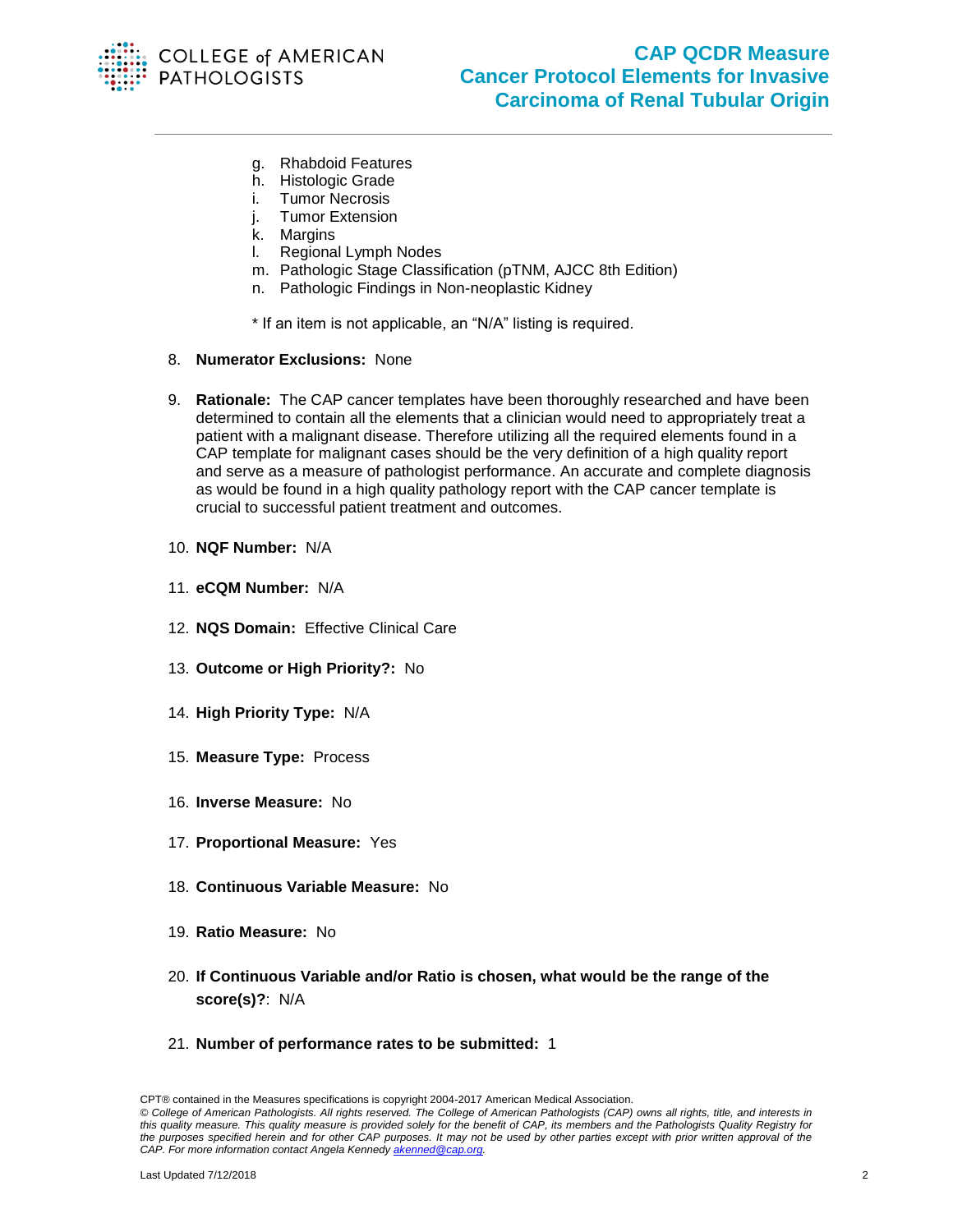g. Rhabdoid Features
h. Histologic Grade
i. Tumor Necrosis
j. Tumor Extension
k. Margins
l. Regional Lymph Nodes
m. Pathologic Stage Classification (pTNM, AJCC 8th Edition)
n. Pathologic Findings in Non-neoplastic Kidney

\* If an item is not applicable, an "N/A" listing is required.

8. **Numerator Exclusions:** None

9. **Rationale:** The CAP cancer templates have been thoroughly researched and have been determined to contain all the elements that a clinician would need to appropriately treat a patient with a malignant disease. Therefore utilizing all the required elements found in a CAP template for malignant cases should be the very definition of a high quality report and serve as a measure of pathologist performance. An accurate and complete diagnosis as would be found in a high quality pathology report with the CAP cancer template is crucial to successful patient treatment and outcomes.

10. **NQF Number:** N/A

11. **eCQM Number:** N/A

12. **NQS Domain:** Effective Clinical Care

13. **Outcome or High Priority?:** No

14. **High Priority Type:** N/A

15. **Measure Type:** Process

16. **Inverse Measure:** No

17. **Proportional Measure:** Yes

18. **Continuous Variable Measure:** No

19. **Ratio Measure:** No

20. **If Continuous Variable and/or Ratio is chosen, what would be the range of the score(s)?**: N/A

21. **Number of performance rates to be submitted:** 1

CPT® contained in the Measures specifications is copyright 2004-2017 American Medical Association.
*© College of American Pathologists. All rights reserved. The College of American Pathologists (CAP) owns all rights, title, and interests in this quality measure. This quality measure is provided solely for the benefit of CAP, its members and the Pathologists Quality Registry for the purposes specified herein and for other CAP purposes. It may not be used by other parties except with prior written approval of the CAP. For more information contact Angela Kennedy akenned@cap.org.*

Last Updated 7/12/2018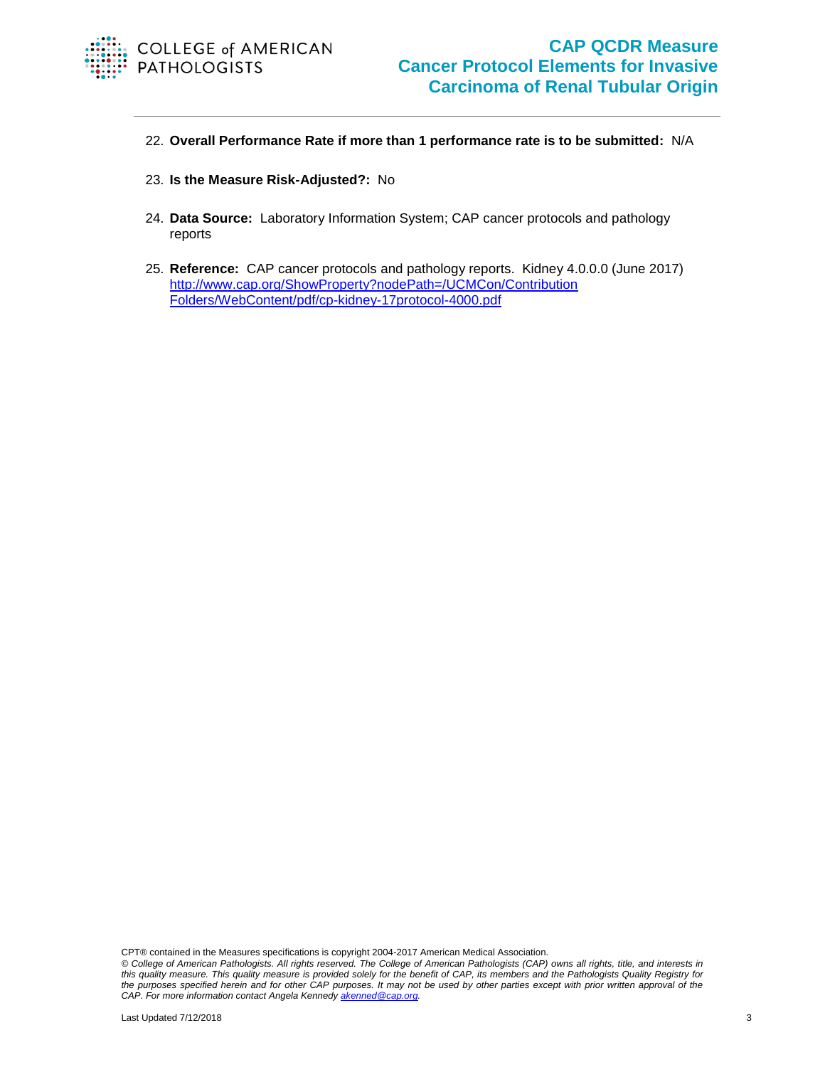22. **Overall Performance Rate if more than 1 performance rate is to be submitted:** N/A

23. **Is the Measure Risk-Adjusted?:** No

24. **Data Source:** Laboratory Information System; CAP cancer protocols and pathology reports

25. **Reference:** CAP cancer protocols and pathology reports. Kidney 4.0.0.0 (June 2017) [http://www.cap.org/ShowProperty?nodePath=/UCMCon/Contribution Folders/WebContent/pdf/cp-kidney-17protocol-4000.pdf](http://www.cap.org/ShowProperty?nodePath=/UCMCon/Contribution%20Folders/WebContent/pdf/cp-kidney-17protocol-4000.pdf)

CPT® contained in the Measures specifications is copyright 2004-2017 American Medical Association.

*© College of American Pathologists. All rights reserved. The College of American Pathologists (CAP) owns all rights, title, and interests in this quality measure. This quality measure is provided solely for the benefit of CAP, its members and the Pathologists Quality Registry for the purposes specified herein and for other CAP purposes. It may not be used by other parties except with prior written approval of the CAP. For more information contact Angela Kennedy [akenned@cap.org](mailto:akenned@cap.org).*

Last Updated 7/12/2018